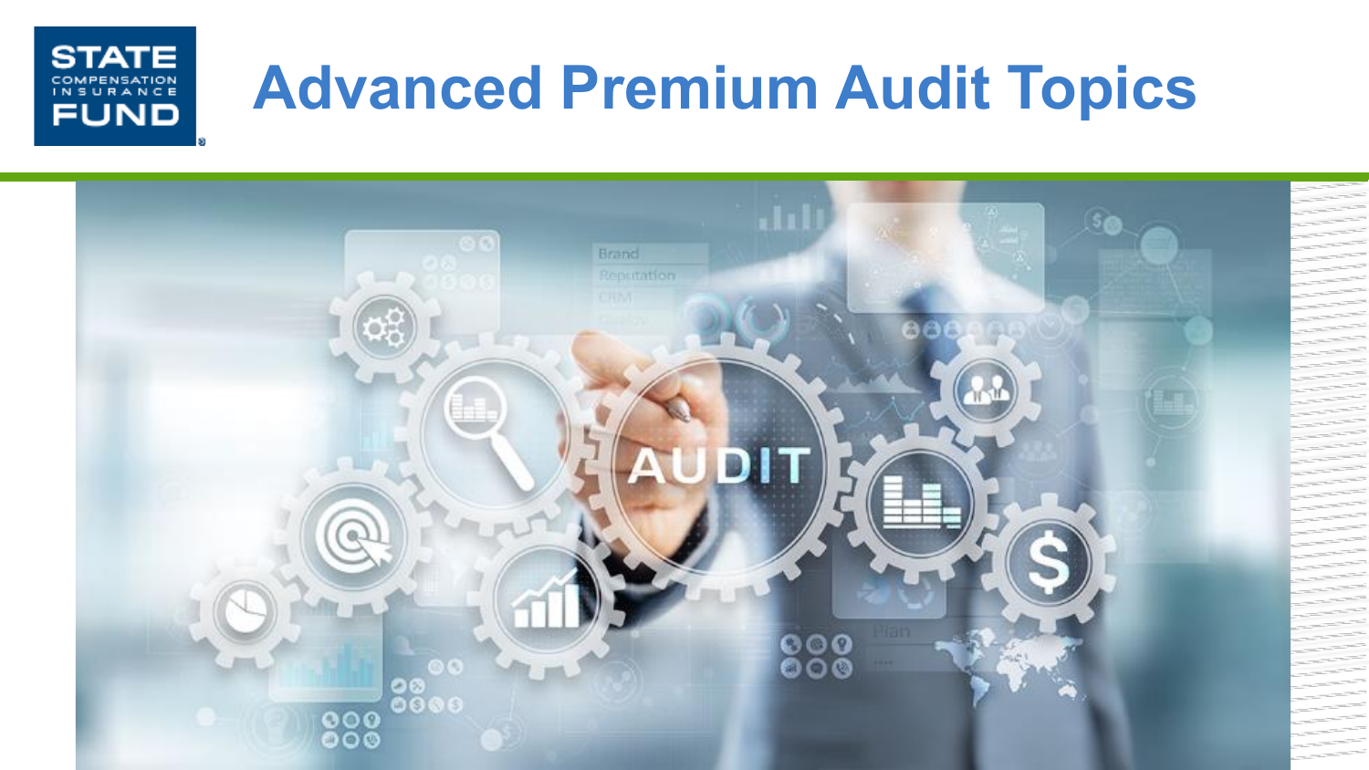# Advanced Premium Audit Topics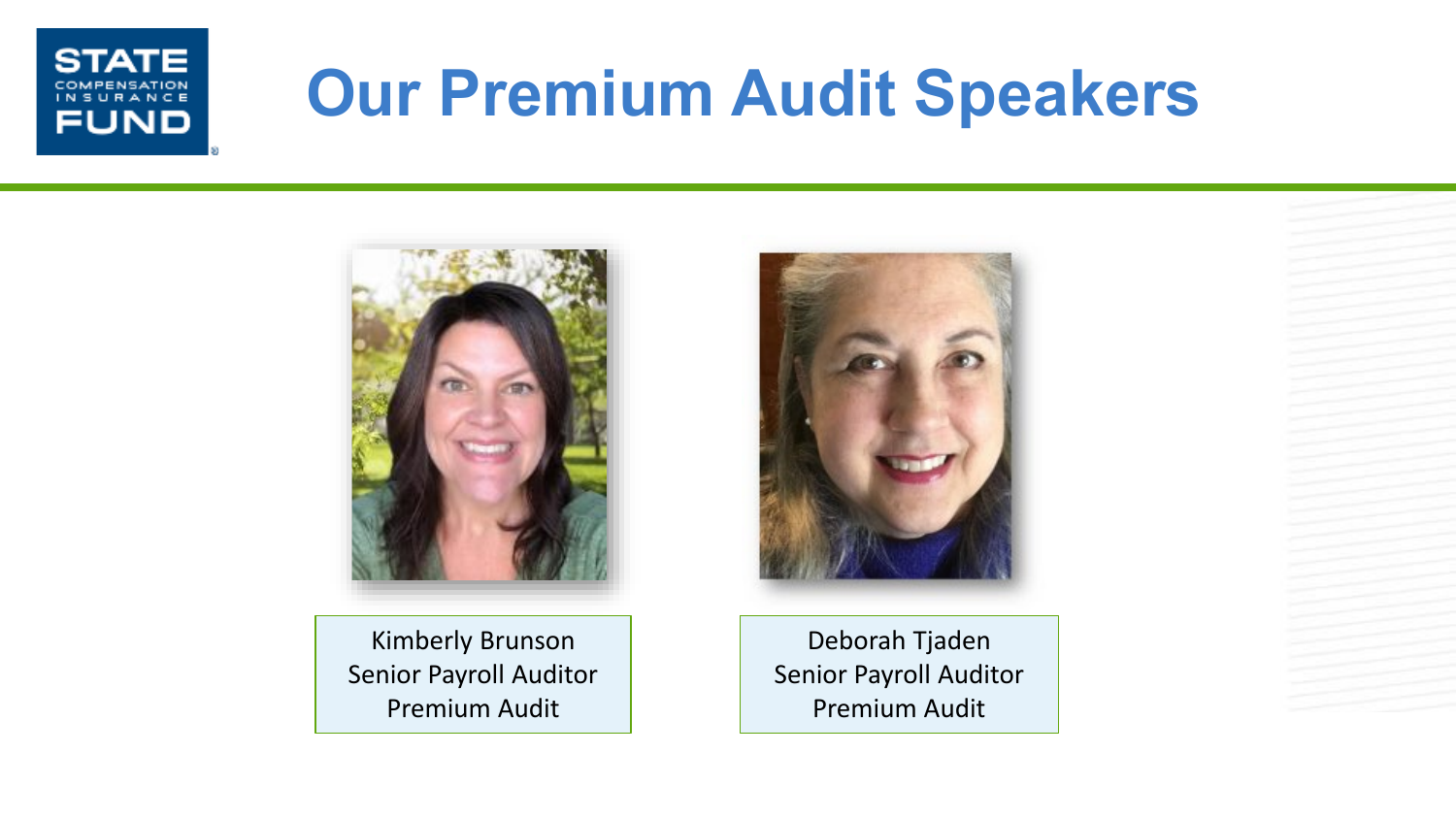# Our Premium Audit Speakers

Kimberly Brunson
Senior Payroll Auditor
Premium Audit

Deborah Tjaden
Senior Payroll Auditor
Premium Audit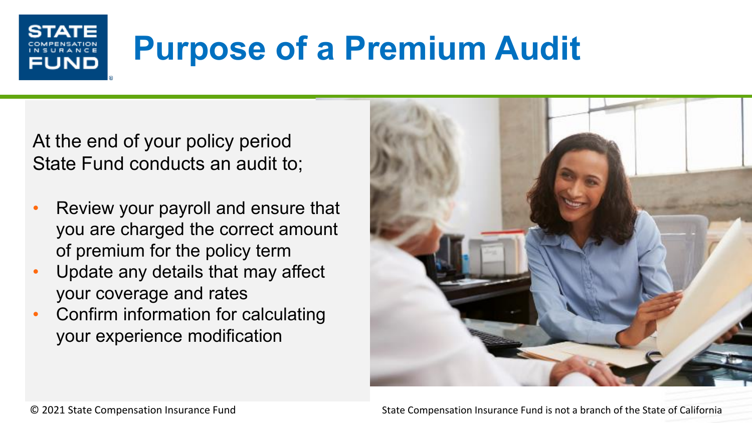# Purpose of a Premium Audit

At the end of your policy period State Fund conducts an audit to;

- Review your payroll and ensure that you are charged the correct amount of premium for the policy term
- Update any details that may affect your coverage and rates
- Confirm information for calculating your experience modification

© 2021 State Compensation Insurance Fund

State Compensation Insurance Fund is not a branch of the State of California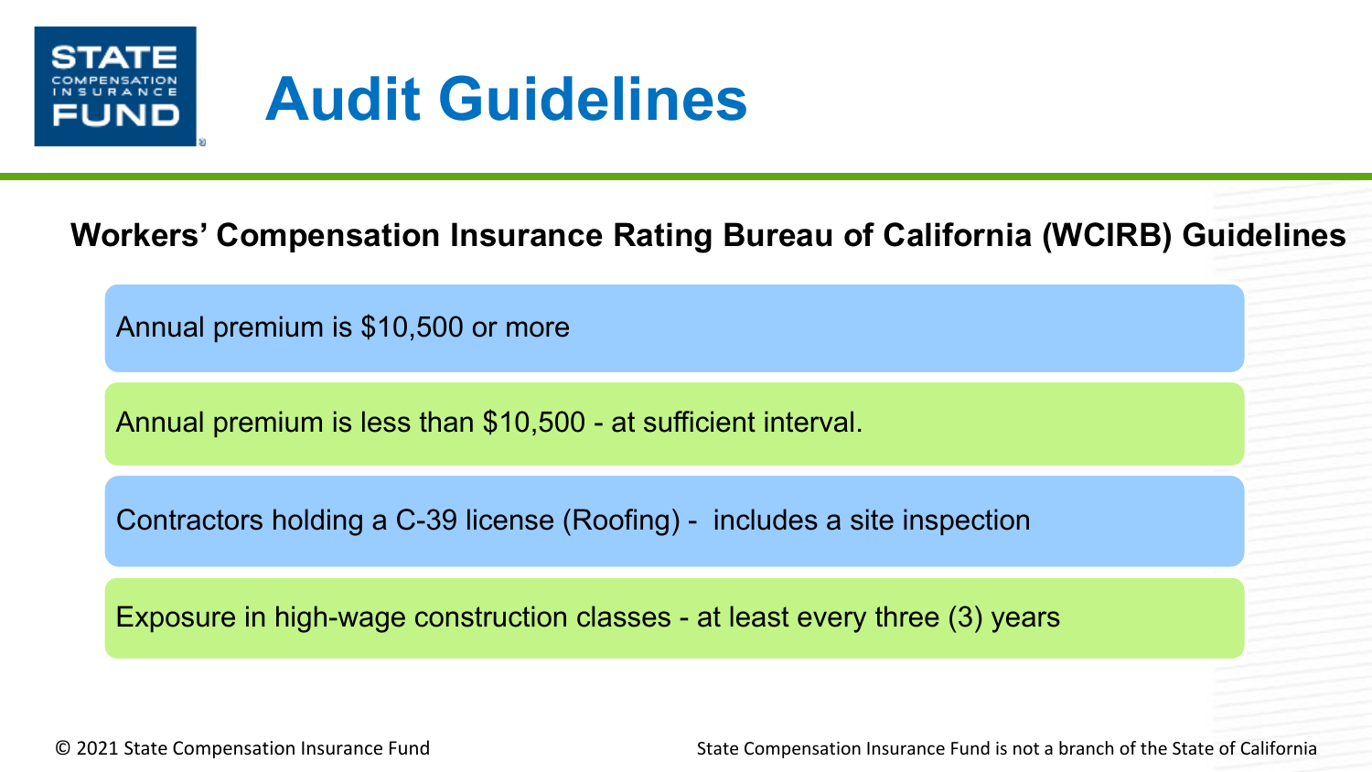# Audit Guidelines

## Workers' Compensation Insurance Rating Bureau of California (WCIRB) Guidelines

- Annual premium is $10,500 or more
- Annual premium is less than $10,500 - at sufficient interval.
- Contractors holding a C-39 license (Roofing) - includes a site inspection
- Exposure in high-wage construction classes - at least every three (3) years

© 2021 State Compensation Insurance Fund

State Compensation Insurance Fund is not a branch of the State of California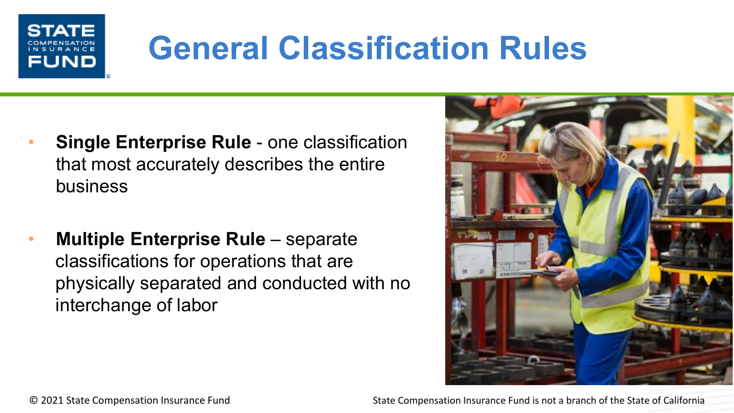# General Classification Rules

- **Single Enterprise Rule** - one classification that most accurately describes the entire business
- **Multiple Enterprise Rule** – separate classifications for operations that are physically separated and conducted with no interchange of labor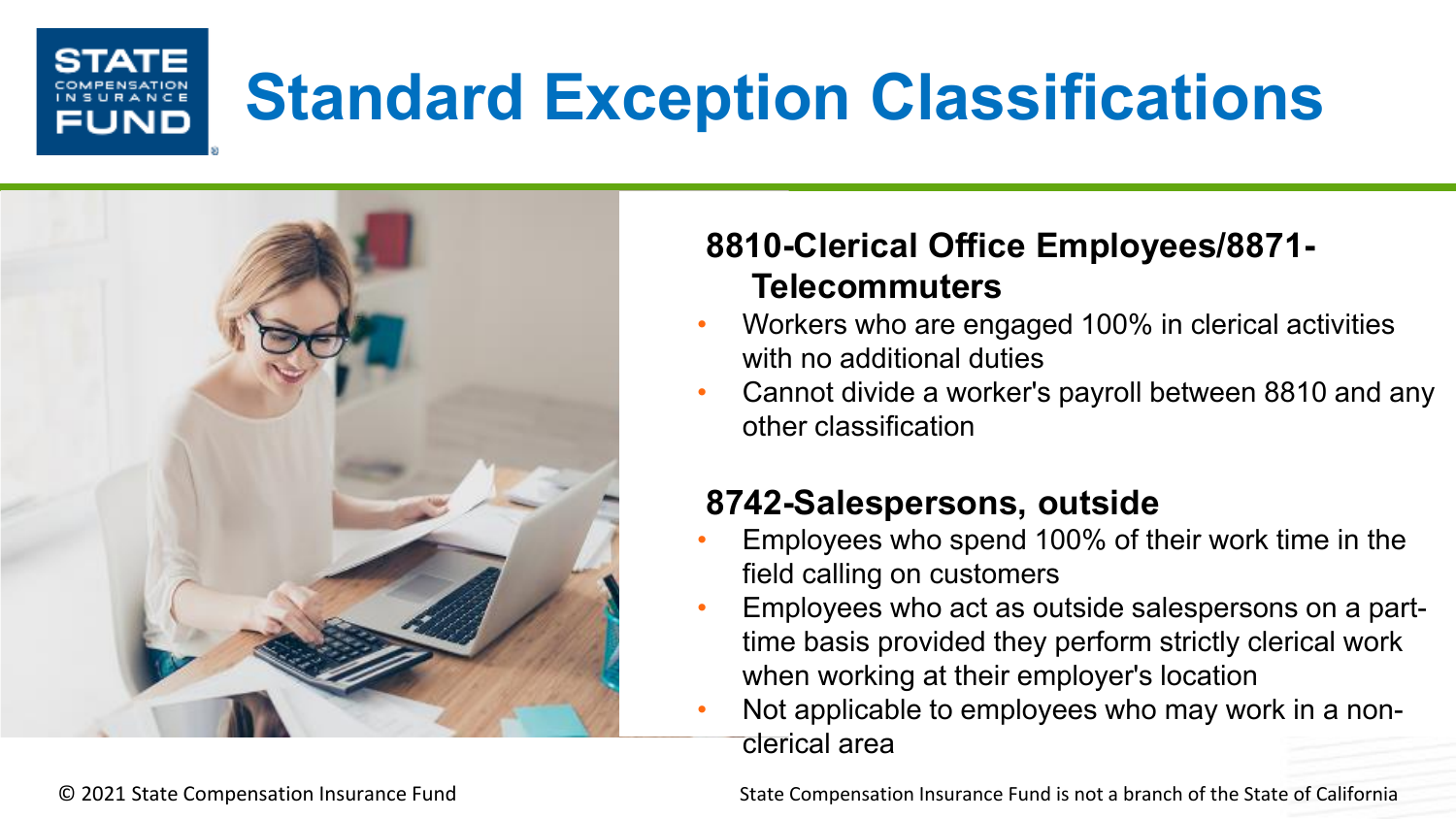# Standard Exception Classifications

## 8810-Clerical Office Employees/8871-Telecommuters

- Workers who are engaged 100% in clerical activities with no additional duties
- Cannot divide a worker's payroll between 8810 and any other classification

## 8742-Salespersons, outside

- Employees who spend 100% of their work time in the field calling on customers
- Employees who act as outside salespersons on a part-time basis provided they perform strictly clerical work when working at their employer's location
- Not applicable to employees who may work in a non-clerical area

© 2021 State Compensation Insurance Fund

State Compensation Insurance Fund is not a branch of the State of California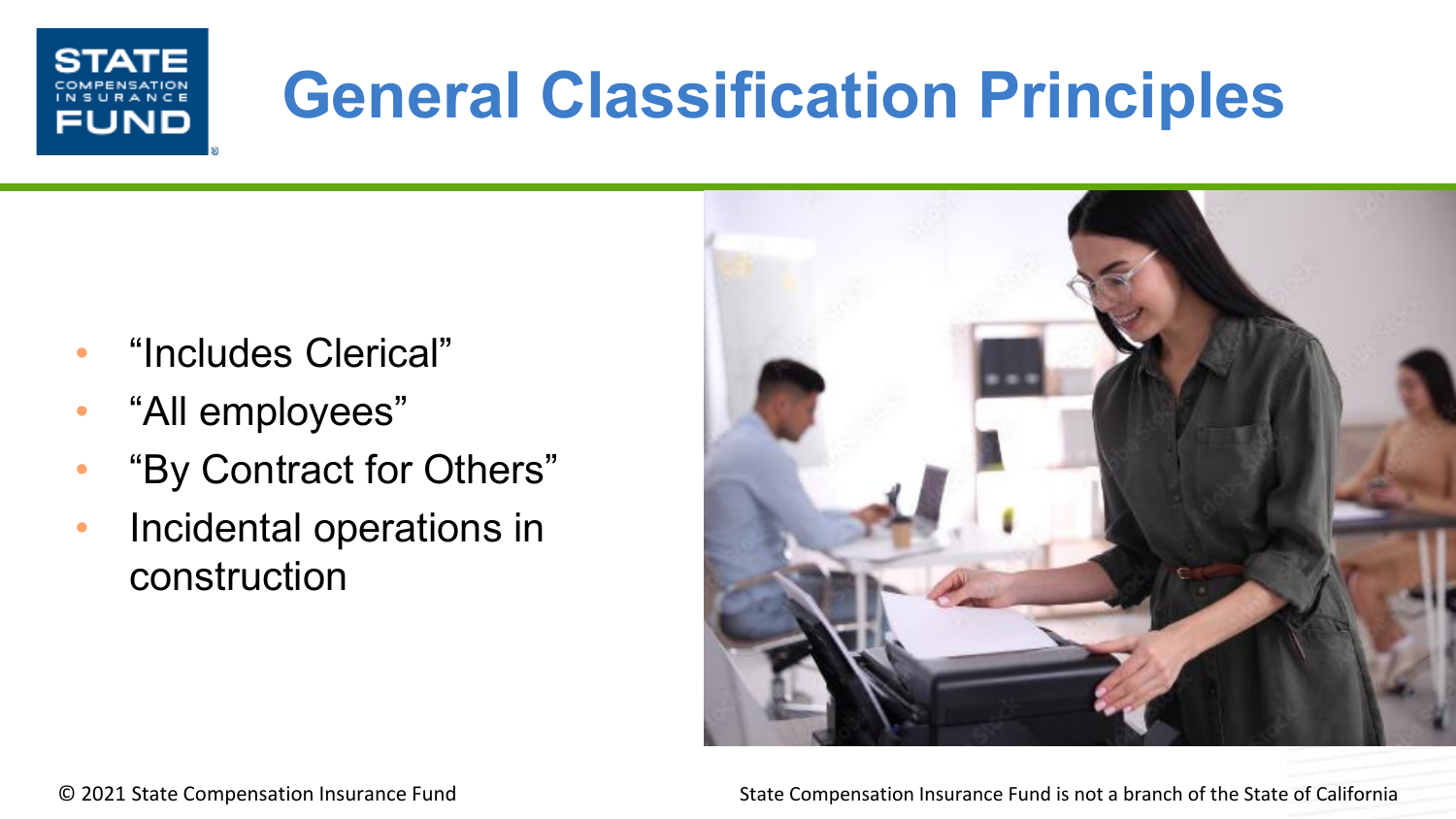# General Classification Principles

- “Includes Clerical”
- “All employees”
- “By Contract for Others”
- Incidental operations in construction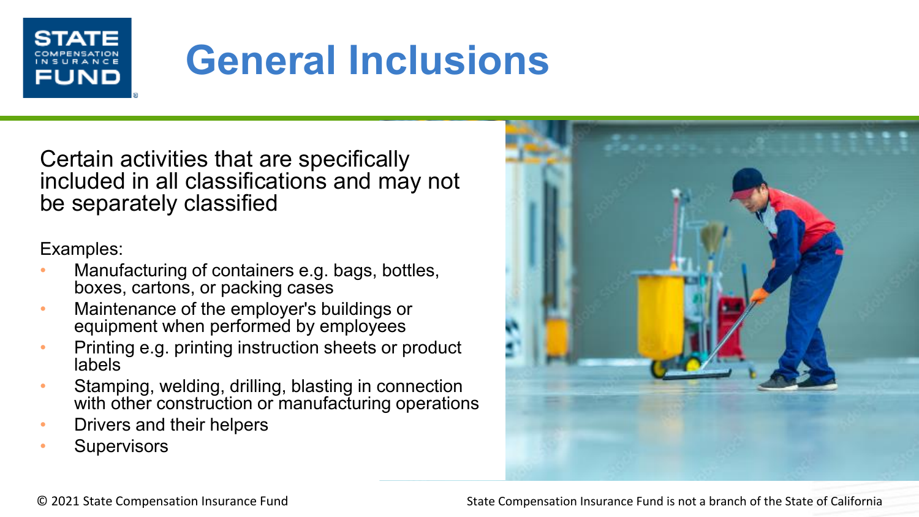# General Inclusions

Certain activities that are specifically included in all classifications and may not be separately classified

Examples:

- Manufacturing of containers e.g. bags, bottles, boxes, cartons, or packing cases
- Maintenance of the employer's buildings or equipment when performed by employees
- Printing e.g. printing instruction sheets or product labels
- Stamping, welding, drilling, blasting in connection with other construction or manufacturing operations
- Drivers and their helpers
- Supervisors

© 2021 State Compensation Insurance Fund

State Compensation Insurance Fund is not a branch of the State of California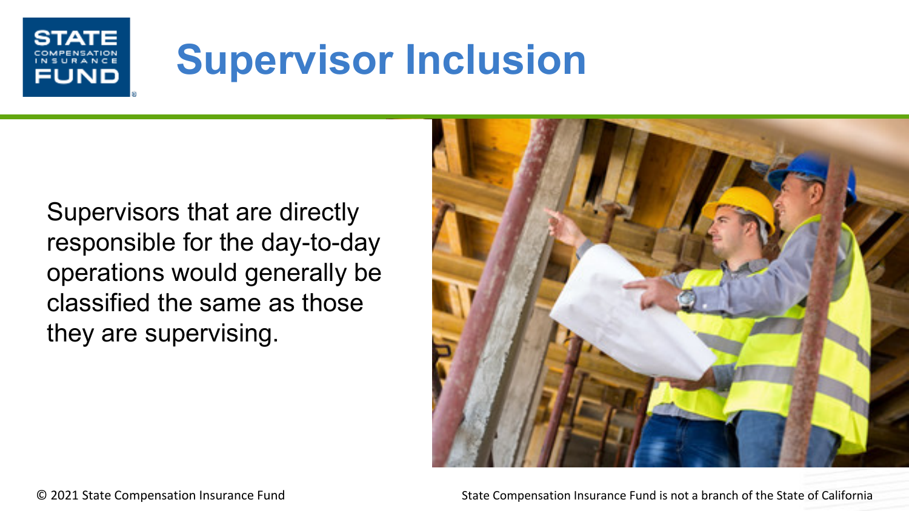# Supervisor Inclusion

Supervisors that are directly responsible for the day-to-day operations would generally be classified the same as those they are supervising.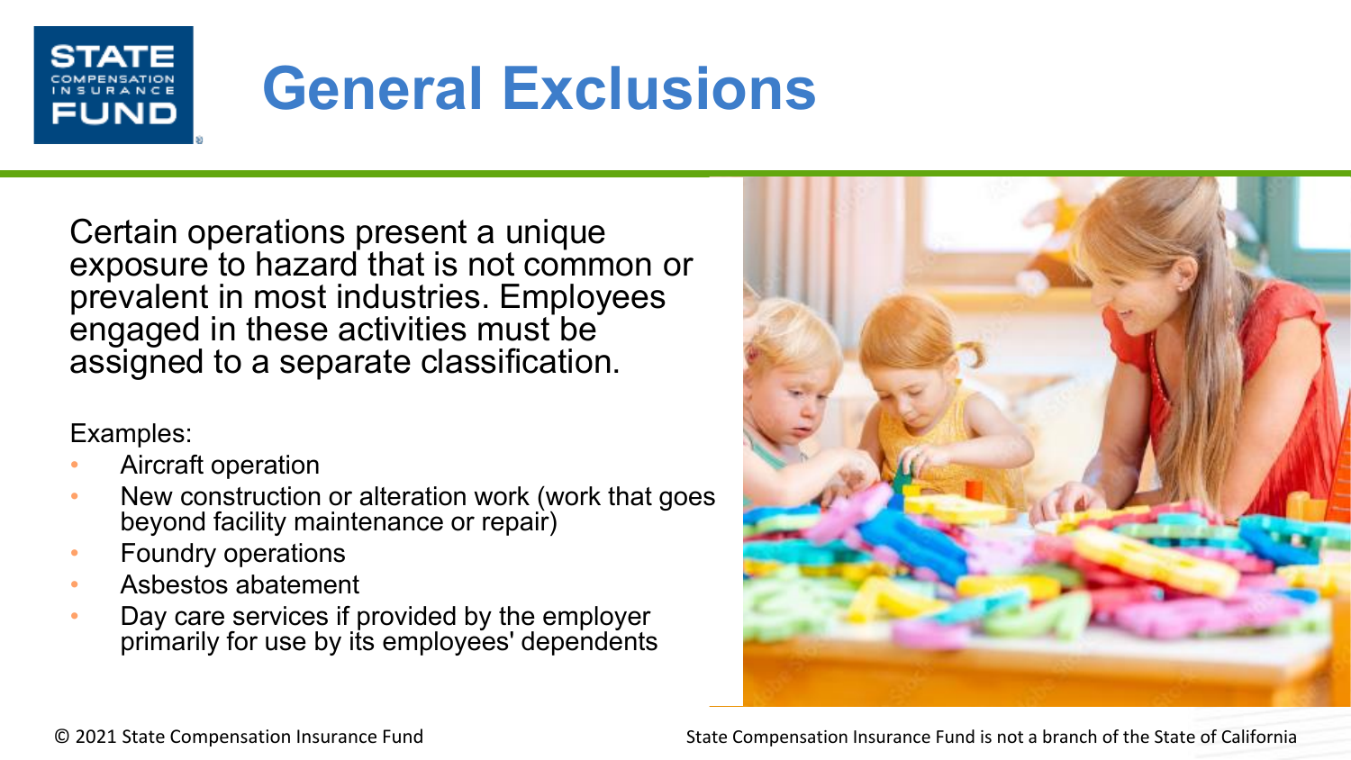# General Exclusions

Certain operations present a unique exposure to hazard that is not common or prevalent in most industries. Employees engaged in these activities must be assigned to a separate classification.

Examples:

- Aircraft operation
- New construction or alteration work (work that goes beyond facility maintenance or repair)
- Foundry operations
- Asbestos abatement
- Day care services if provided by the employer primarily for use by its employees' dependents

© 2021 State Compensation Insurance Fund

State Compensation Insurance Fund is not a branch of the State of California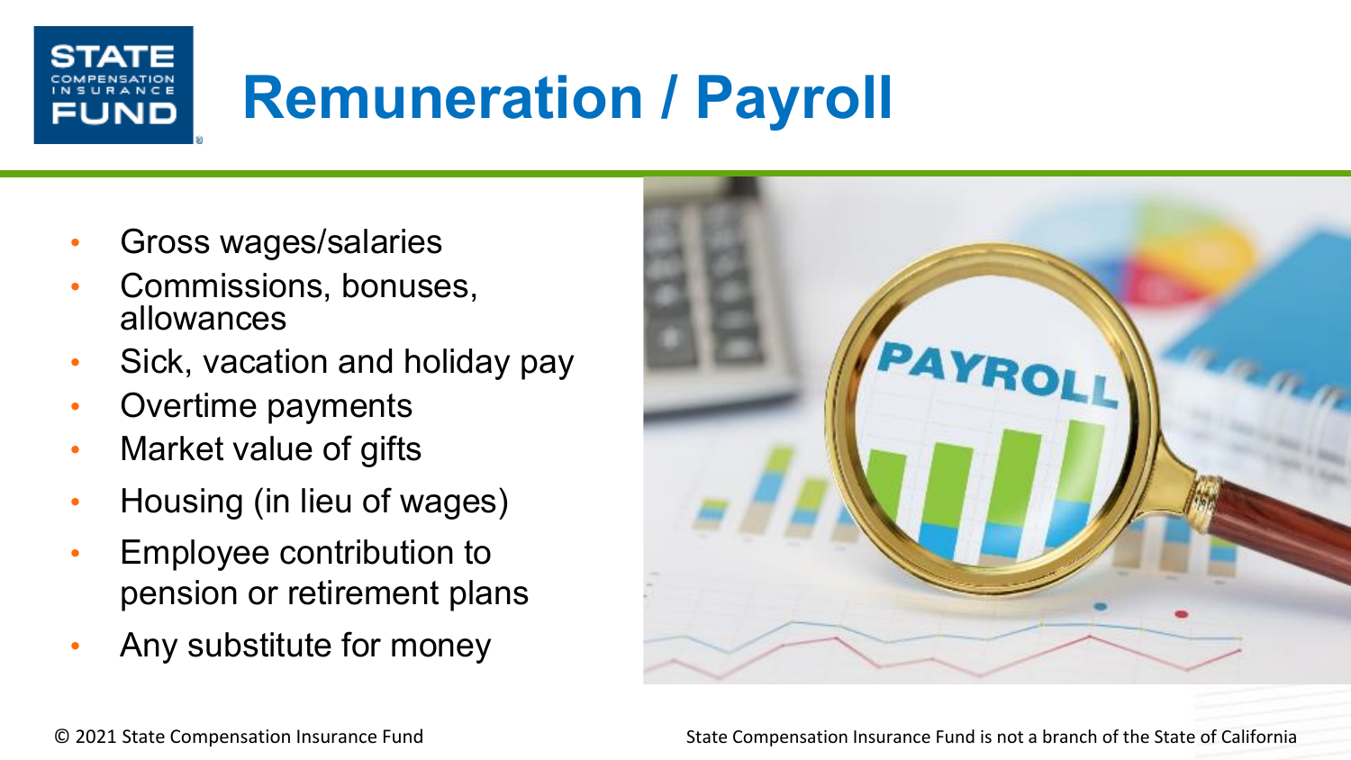# Remuneration / Payroll

- Gross wages/salaries
- Commissions, bonuses, allowances
- Sick, vacation and holiday pay
- Overtime payments
- Market value of gifts
- Housing (in lieu of wages)
- Employee contribution to pension or retirement plans
- Any substitute for money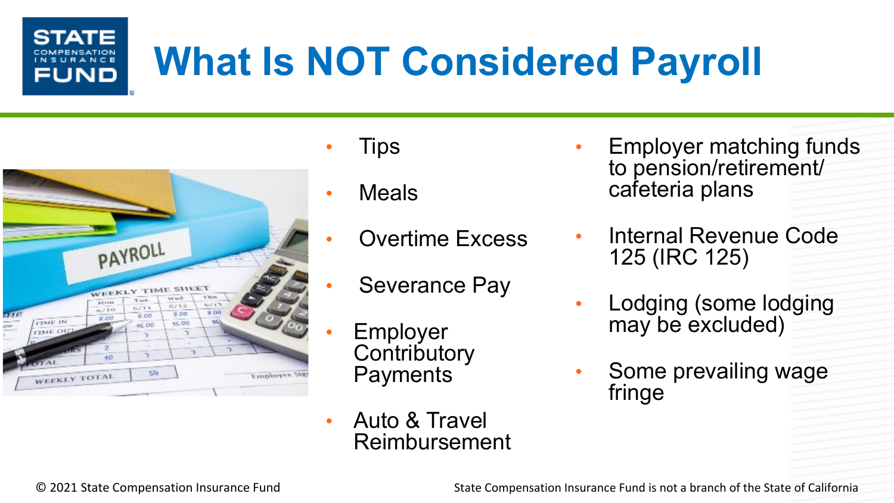# What Is NOT Considered Payroll

- Tips
- Meals
- Overtime Excess
- Severance Pay
- Employer Contributory Payments
- Auto & Travel Reimbursement
- Employer matching funds to pension/retirement/ cafeteria plans
- Internal Revenue Code 125 (IRC 125)
- Lodging (some lodging may be excluded)
- Some prevailing wage fringe

© 2021 State Compensation Insurance Fund

State Compensation Insurance Fund is not a branch of the State of California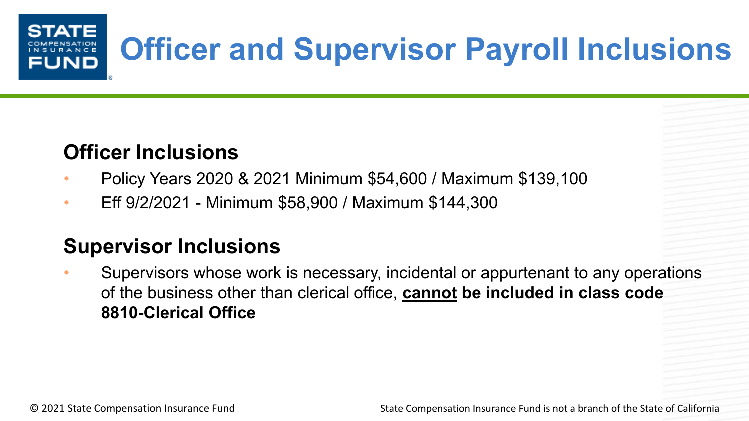# Officer and Supervisor Payroll Inclusions

## Officer Inclusions

- Policy Years 2020 & 2021 Minimum $54,600 / Maximum $139,100
- Eff 9/2/2021 - Minimum $58,900 / Maximum $144,300

## Supervisor Inclusions

- Supervisors whose work is necessary, incidental or appurtenant to any operations of the business other than clerical office, **cannot be included in class code 8810-Clerical Office**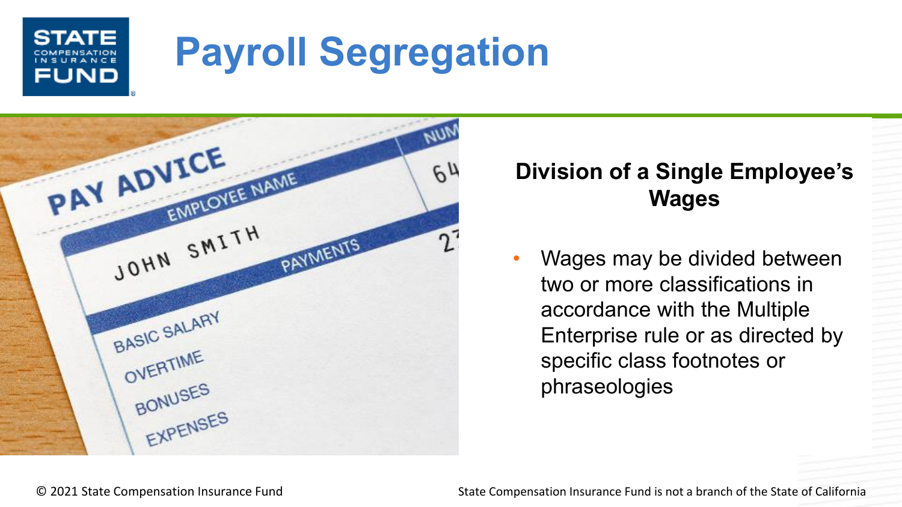# Payroll Segregation

## Division of a Single Employee's Wages

- Wages may be divided between two or more classifications in accordance with the Multiple Enterprise rule or as directed by specific class footnotes or phraseologies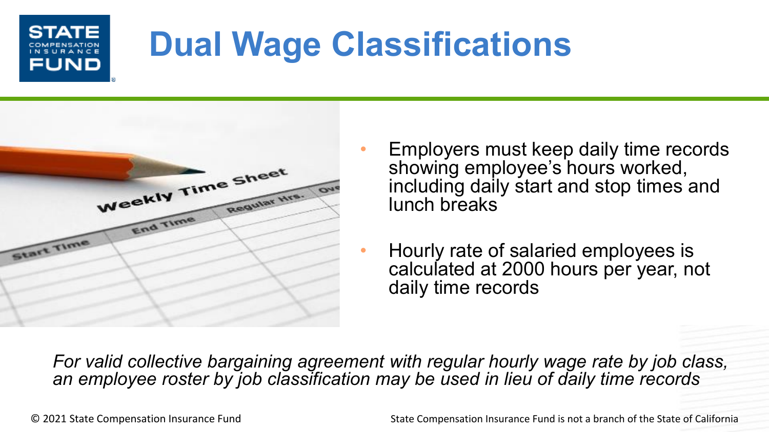# Dual Wage Classifications

- Employers must keep daily time records showing employee's hours worked, including daily start and stop times and lunch breaks
- Hourly rate of salaried employees is calculated at 2000 hours per year, not daily time records

*For valid collective bargaining agreement with regular hourly wage rate by job class, an employee roster by job classification may be used in lieu of daily time records*

© 2021 State Compensation Insurance Fund

State Compensation Insurance Fund is not a branch of the State of California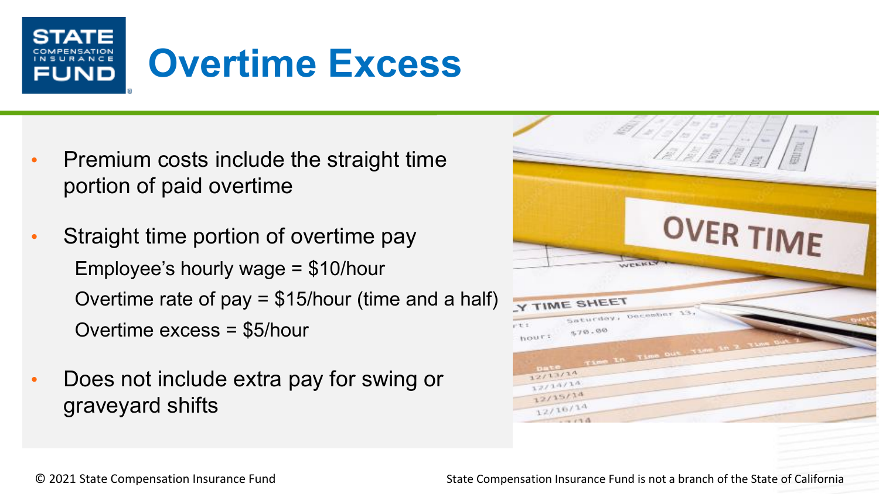# Overtime Excess

- Premium costs include the straight time portion of paid overtime
- Straight time portion of overtime pay

  Employee's hourly wage = $10/hour

  Overtime rate of pay = $15/hour (time and a half)

  Overtime excess = $5/hour
- Does not include extra pay for swing or graveyard shifts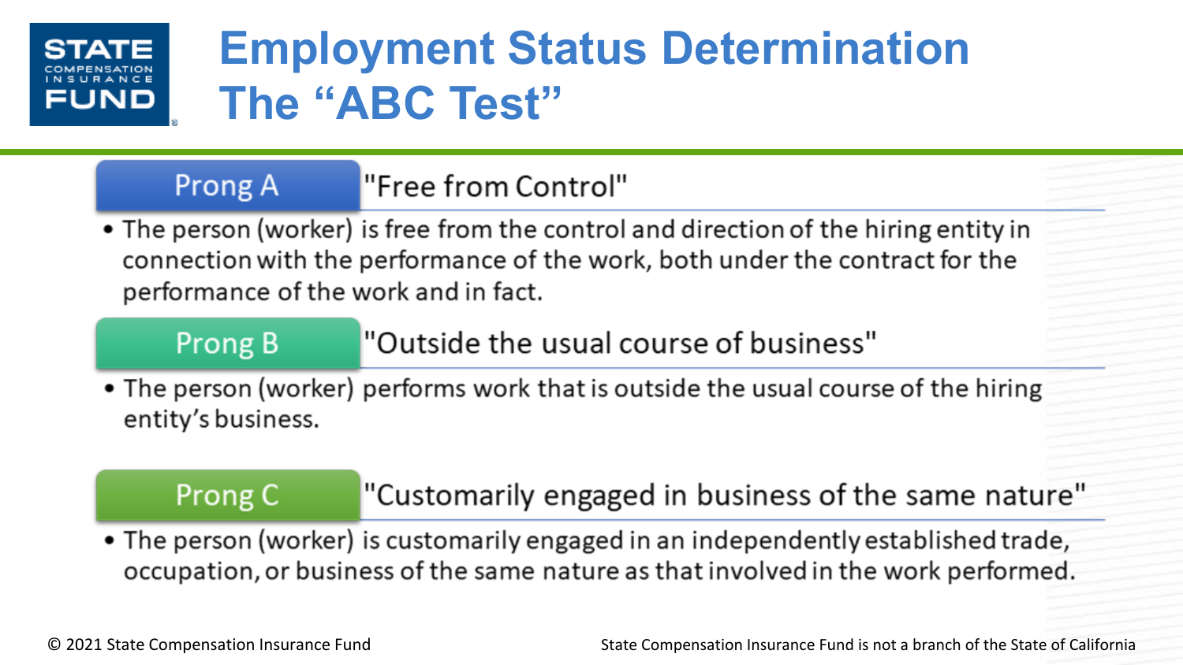# Employment Status Determination
# The "ABC Test"

## Prong A — "Free from Control"

- The person (worker) is free from the control and direction of the hiring entity in connection with the performance of the work, both under the contract for the performance of the work and in fact.

## Prong B — "Outside the usual course of business"

- The person (worker) performs work that is outside the usual course of the hiring entity's business.

## Prong C — "Customarily engaged in business of the same nature"

- The person (worker) is customarily engaged in an independently established trade, occupation, or business of the same nature as that involved in the work performed.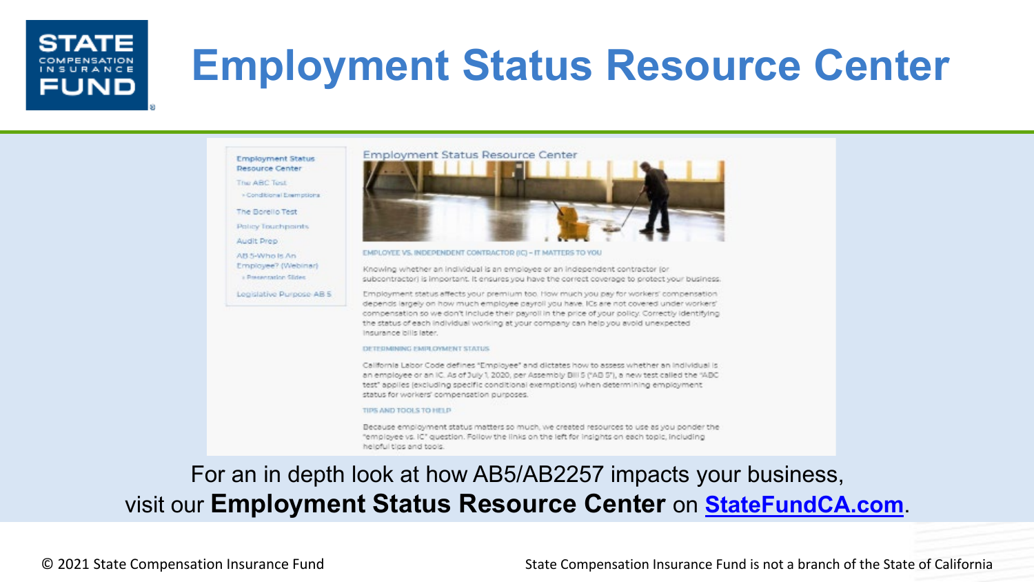# Employment Status Resource Center

- Employment Status Resource Center
- The ABC Test
  - Conditional Exemptions
- The Borello Test
- Policy Touchpoints
- Audit Prep
- AB 5-Who Is An Employee? (Webinar)
  - Presentation Slides
- Legislative Purpose AB 5

## Employment Status Resource Center

EMPLOYEE VS. INDEPENDENT CONTRACTOR (IC) – IT MATTERS TO YOU

Knowing whether an individual is an employee or an independent contractor (or subcontractor) is important. It ensures you have the correct coverage to protect your business.

Employment status affects your premium too. How much you pay for workers' compensation depends largely on how much employee payroll you have. ICs are not covered under workers' compensation so we don't include their payroll in the price of your policy. Correctly identifying the status of each individual working at your company can help you avoid unexpected insurance bills later.

DETERMINING EMPLOYMENT STATUS

California Labor Code defines "Employee" and dictates how to assess whether an individual is an employee or an IC. As of July 1, 2020, per Assembly Bill 5 ("AB 5"), a new test called the "ABC test" applies (excluding specific conditional exemptions) when determining employment status for workers' compensation purposes.

TIPS AND TOOLS TO HELP

Because employment status matters so much, we created resources to use as you ponder the "employee vs. IC" question. Follow the links on the left for insights on each topic, including helpful tips and tools.

For an in depth look at how AB5/AB2257 impacts your business, visit our **Employment Status Resource Center** on **StateFundCA.com**.

© 2021 State Compensation Insurance Fund

State Compensation Insurance Fund is not a branch of the State of California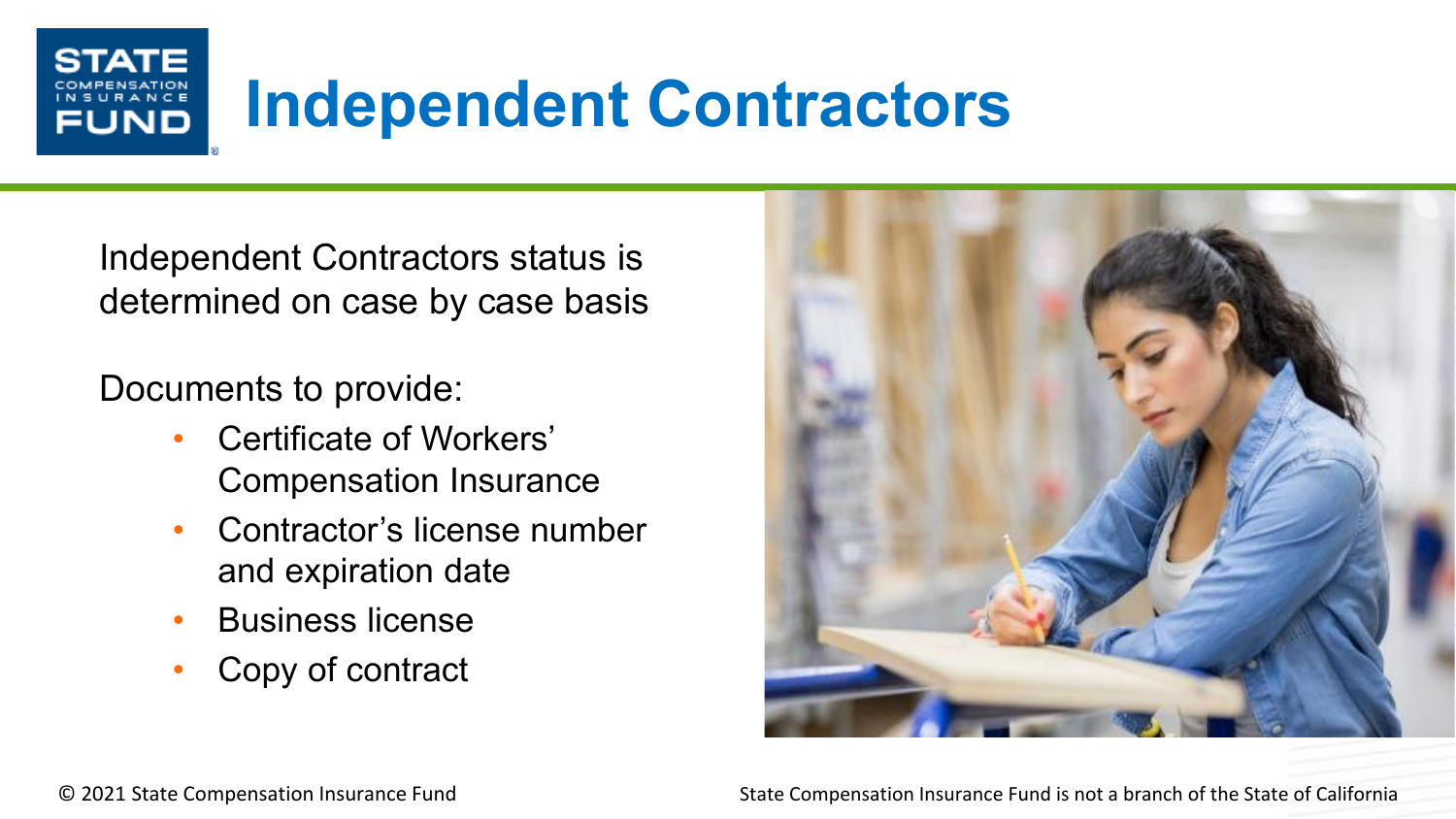# Independent Contractors

Independent Contractors status is determined on case by case basis

Documents to provide:

- Certificate of Workers' Compensation Insurance
- Contractor's license number and expiration date
- Business license
- Copy of contract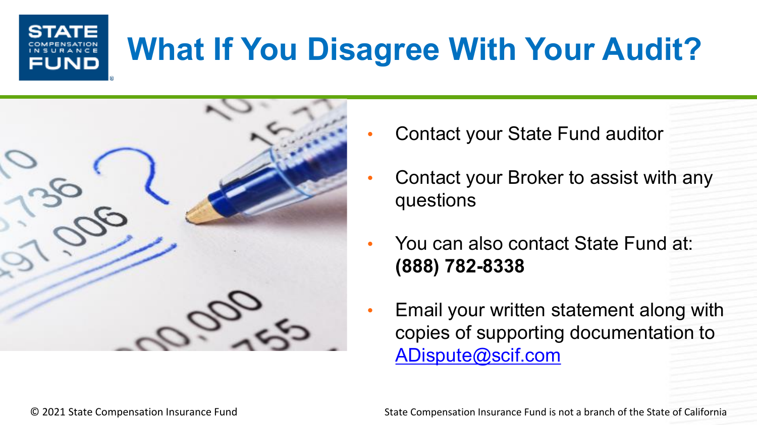# What If You Disagree With Your Audit?

- Contact your State Fund auditor
- Contact your Broker to assist with any questions
- You can also contact State Fund at: **(888) 782-8338**
- Email your written statement along with copies of supporting documentation to ADispute@scif.com

© 2021 State Compensation Insurance Fund

State Compensation Insurance Fund is not a branch of the State of California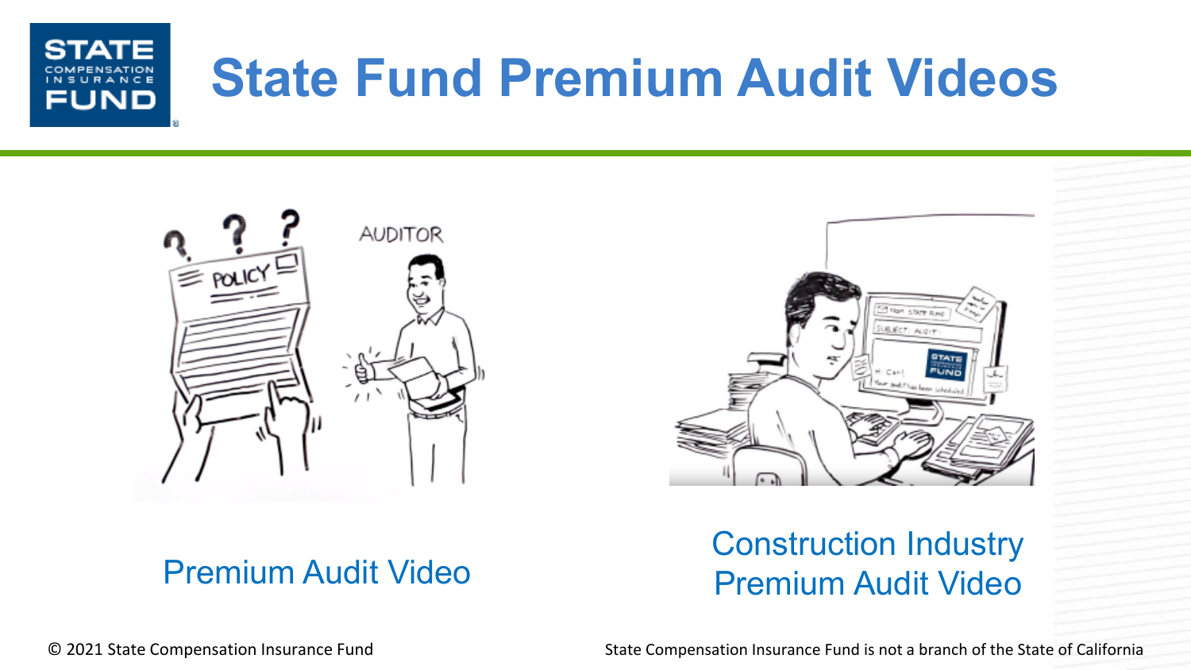# State Fund Premium Audit Videos

Premium Audit Video

Construction Industry Premium Audit Video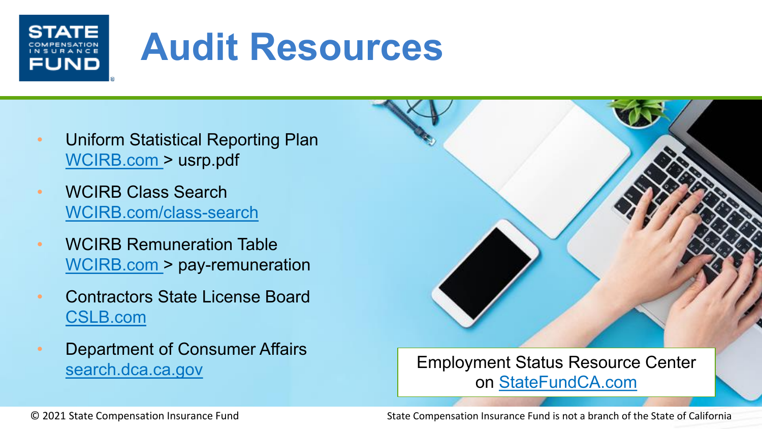# Audit Resources

- Uniform Statistical Reporting Plan
  WCIRB.com > usrp.pdf
- WCIRB Class Search
  WCIRB.com/class-search
- WCIRB Remuneration Table
  WCIRB.com > pay-remuneration
- Contractors State License Board
  CSLB.com
- Department of Consumer Affairs
  search.dca.ca.gov

Employment Status Resource Center on StateFundCA.com

© 2021 State Compensation Insurance Fund

State Compensation Insurance Fund is not a branch of the State of California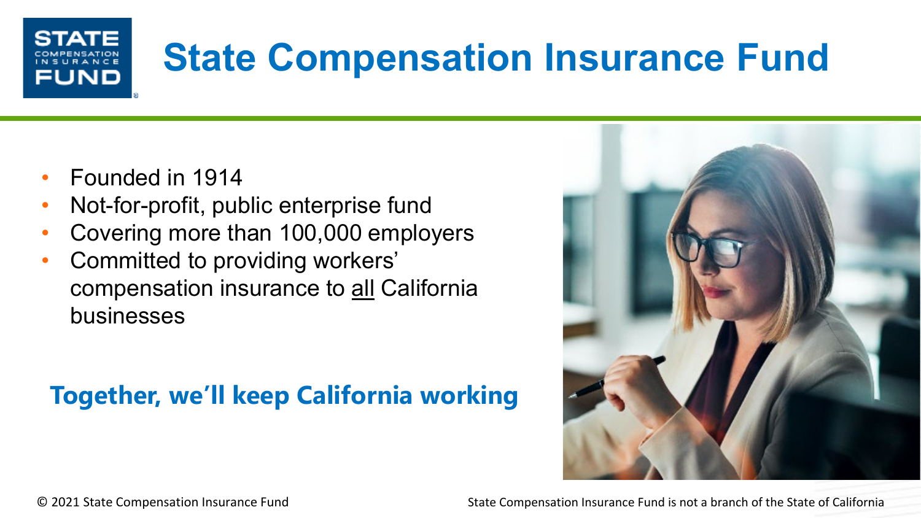# State Compensation Insurance Fund

- Founded in 1914
- Not-for-profit, public enterprise fund
- Covering more than 100,000 employers
- Committed to providing workers' compensation insurance to <u>all</u> California businesses

**Together, we'll keep California working**

© 2021 State Compensation Insurance Fund

State Compensation Insurance Fund is not a branch of the State of California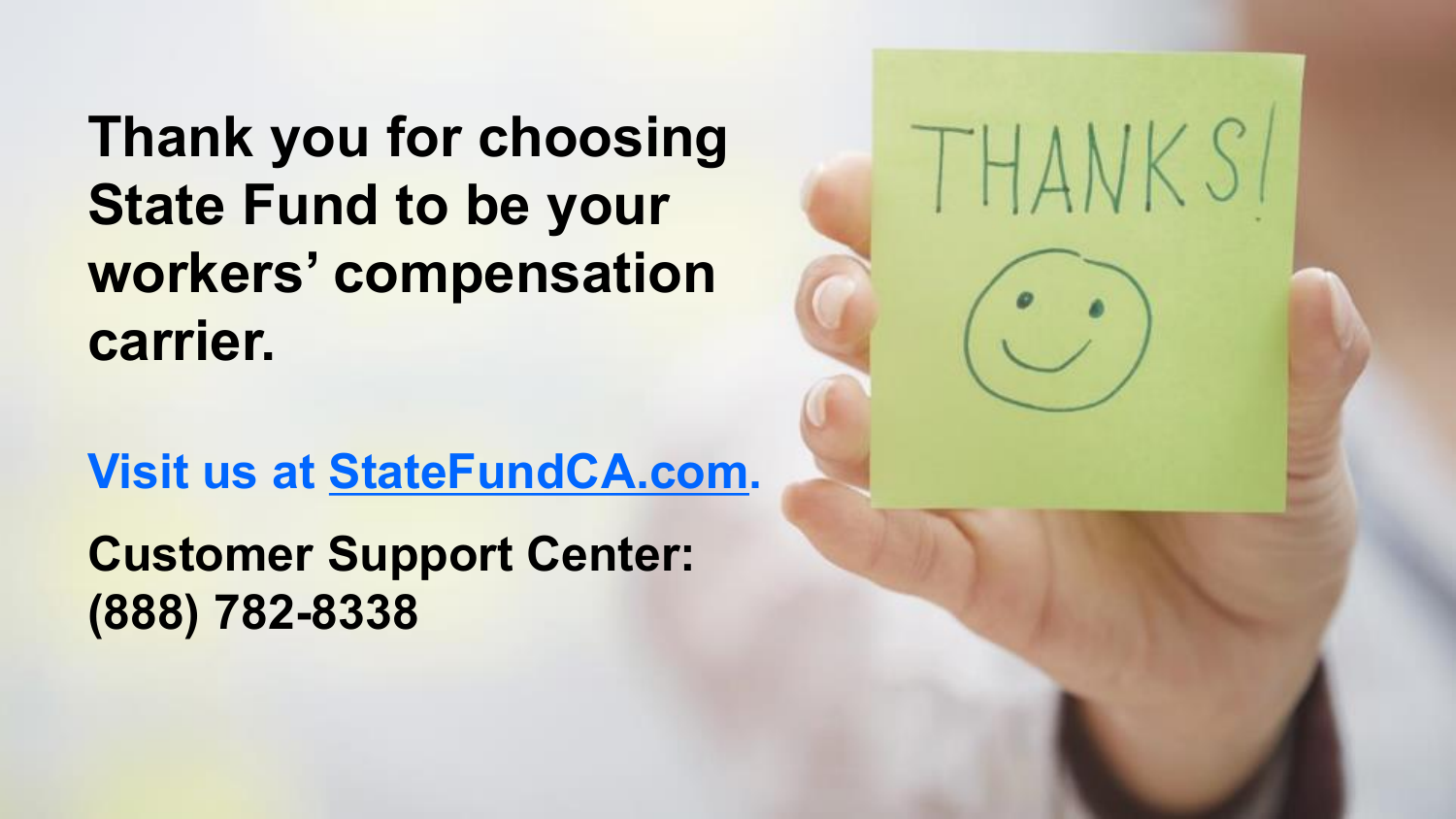**Thank you for choosing State Fund to be your workers' compensation carrier.**

**Visit us at [StateFundCA.com](https://StateFundCA.com).**

**Customer Support Center: (888) 782-8338**